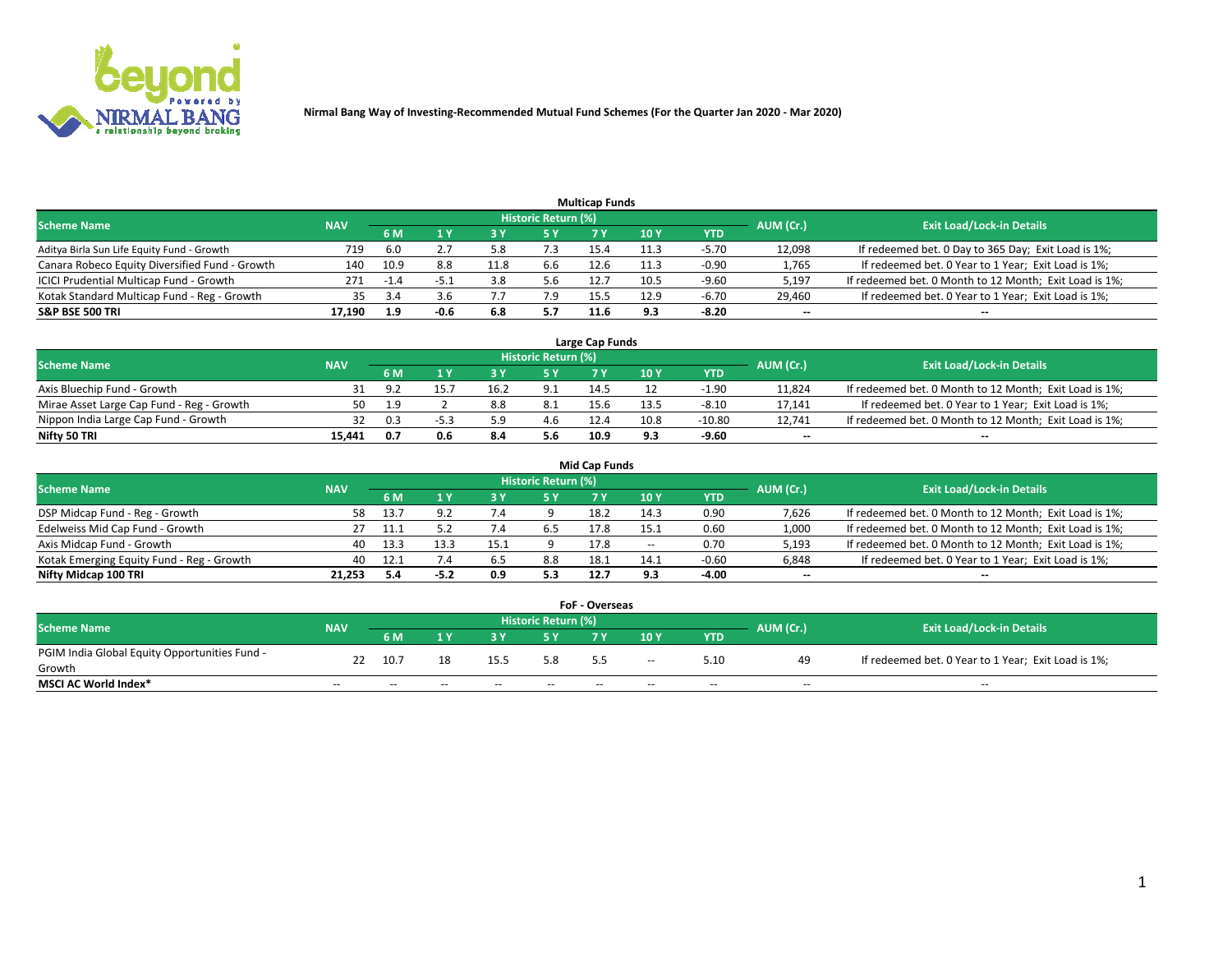# Nirmal Bang Way of Investing-Recommended Mutual Fund Schemes (For the Quarter Jan 2020 - Mar 2020)

## Multicap Funds

| Scheme Name | NAV | Historic Return (%) | | | | | | | AUM (Cr.) | Exit Load/Lock-in Details |
|---|---|---|---|---|---|---|---|---|---|---|
| | | 6 M | 1 Y | 3 Y | 5 Y | 7 Y | 10 Y | YTD | | |
| Aditya Birla Sun Life Equity Fund - Growth | 719 | 6.0 | 2.7 | 5.8 | 7.3 | 15.4 | 11.3 | -5.70 | 12,098 | If redeemed bet. 0 Day to 365 Day; Exit Load is 1%; |
| Canara Robeco Equity Diversified Fund - Growth | 140 | 10.9 | 8.8 | 11.8 | 6.6 | 12.6 | 11.3 | -0.90 | 1,765 | If redeemed bet. 0 Year to 1 Year; Exit Load is 1%; |
| ICICI Prudential Multicap Fund - Growth | 271 | -1.4 | -5.1 | 3.8 | 5.6 | 12.7 | 10.5 | -9.60 | 5,197 | If redeemed bet. 0 Month to 12 Month; Exit Load is 1%; |
| Kotak Standard Multicap Fund - Reg - Growth | 35 | 3.4 | 3.6 | 7.7 | 7.9 | 15.5 | 12.9 | -6.70 | 29,460 | If redeemed bet. 0 Year to 1 Year; Exit Load is 1%; |
| **S&P BSE 500 TRI** | **17,190** | **1.9** | **-0.6** | **6.8** | **5.7** | **11.6** | **9.3** | **-8.20** | **--** | **--** |

## Large Cap Funds

| Scheme Name | NAV | Historic Return (%) | | | | | | | AUM (Cr.) | Exit Load/Lock-in Details |
|---|---|---|---|---|---|---|---|---|---|---|
| | | 6 M | 1 Y | 3 Y | 5 Y | 7 Y | 10 Y | YTD | | |
| Axis Bluechip Fund - Growth | 31 | 9.2 | 15.7 | 16.2 | 9.1 | 14.5 | 12 | -1.90 | 11,824 | If redeemed bet. 0 Month to 12 Month; Exit Load is 1%; |
| Mirae Asset Large Cap Fund - Reg - Growth | 50 | 1.9 | 2 | 8.8 | 8.1 | 15.6 | 13.5 | -8.10 | 17,141 | If redeemed bet. 0 Year to 1 Year; Exit Load is 1%; |
| Nippon India Large Cap Fund - Growth | 32 | 0.3 | -5.3 | 5.9 | 4.6 | 12.4 | 10.8 | -10.80 | 12,741 | If redeemed bet. 0 Month to 12 Month; Exit Load is 1%; |
| **Nifty 50 TRI** | **15,441** | **0.7** | **0.6** | **8.4** | **5.6** | **10.9** | **9.3** | **-9.60** | **--** | **--** |

## Mid Cap Funds

| Scheme Name | NAV | Historic Return (%) | | | | | | | AUM (Cr.) | Exit Load/Lock-in Details |
|---|---|---|---|---|---|---|---|---|---|---|
| | | 6 M | 1 Y | 3 Y | 5 Y | 7 Y | 10 Y | YTD | | |
| DSP Midcap Fund - Reg - Growth | 58 | 13.7 | 9.2 | 7.4 | 9 | 18.2 | 14.3 | 0.90 | 7,626 | If redeemed bet. 0 Month to 12 Month; Exit Load is 1%; |
| Edelweiss Mid Cap Fund - Growth | 27 | 11.1 | 5.2 | 7.4 | 6.5 | 17.8 | 15.1 | 0.60 | 1,000 | If redeemed bet. 0 Month to 12 Month; Exit Load is 1%; |
| Axis Midcap Fund - Growth | 40 | 13.3 | 13.3 | 15.1 | 9 | 17.8 | -- | 0.70 | 5,193 | If redeemed bet. 0 Month to 12 Month; Exit Load is 1%; |
| Kotak Emerging Equity Fund - Reg - Growth | 40 | 12.1 | 7.4 | 6.5 | 8.8 | 18.1 | 14.1 | -0.60 | 6,848 | If redeemed bet. 0 Year to 1 Year; Exit Load is 1%; |
| **Nifty Midcap 100 TRI** | **21,253** | **5.4** | **-5.2** | **0.9** | **5.3** | **12.7** | **9.3** | **-4.00** | **--** | **--** |

## FoF - Overseas

| Scheme Name | NAV | Historic Return (%) | | | | | | | AUM (Cr.) | Exit Load/Lock-in Details |
|---|---|---|---|---|---|---|---|---|---|---|
| | | 6 M | 1 Y | 3 Y | 5 Y | 7 Y | 10 Y | YTD | | |
| PGIM India Global Equity Opportunities Fund - Growth | 22 | 10.7 | 18 | 15.5 | 5.8 | 5.5 | -- | 5.10 | 49 | If redeemed bet. 0 Year to 1 Year; Exit Load is 1%; |
| **MSCI AC World Index*** | -- | -- | -- | -- | -- | -- | -- | -- | -- | -- |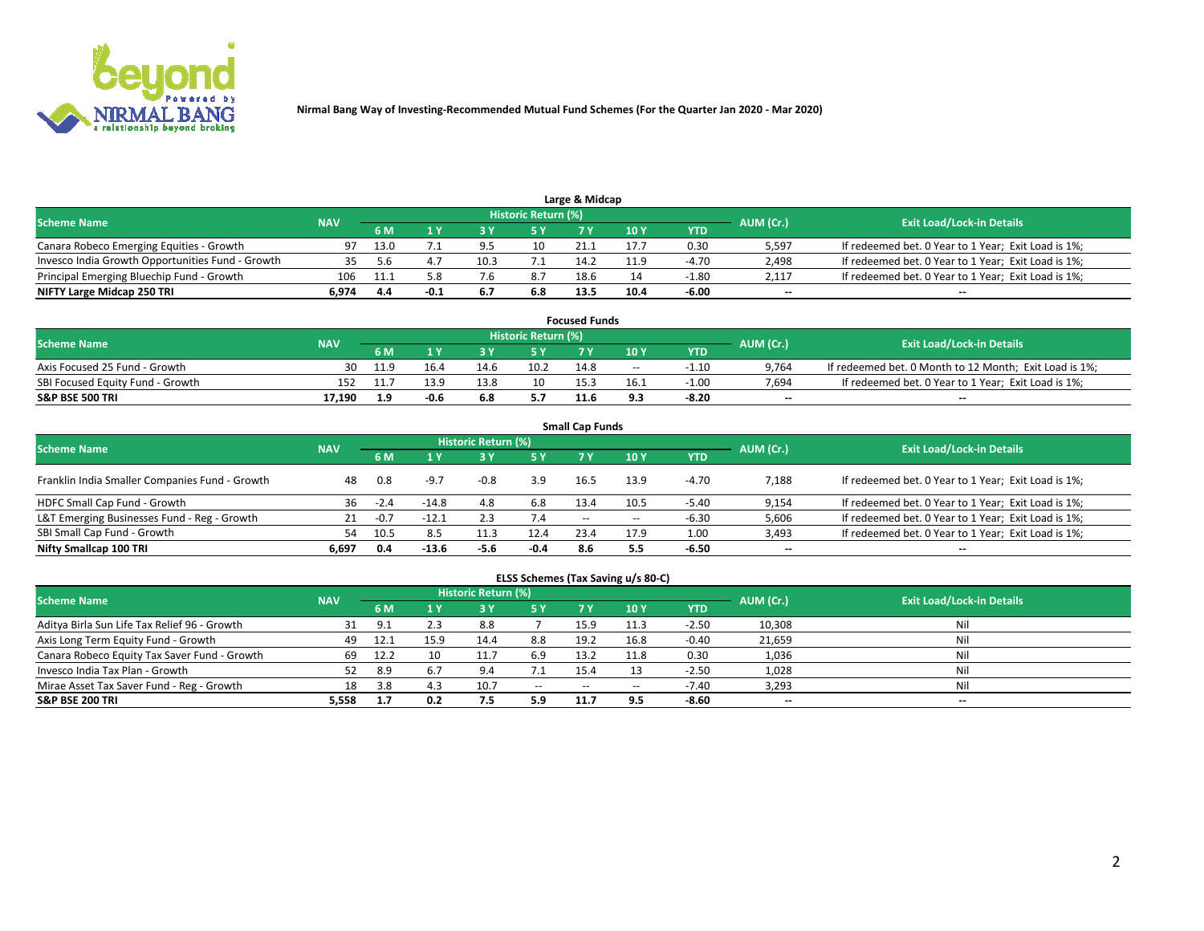Nirmal Bang Way of Investing-Recommended Mutual Fund Schemes (For the Quarter Jan 2020 - Mar 2020)

## Large & Midcap

| Scheme Name | NAV | Historic Return (%) | | | | | | | AUM (Cr.) | Exit Load/Lock-in Details |
|---|---|---|---|---|---|---|---|---|---|---|
| | | 6 M | 1 Y | 3 Y | 5 Y | 7 Y | 10 Y | YTD | | |
| Canara Robeco Emerging Equities - Growth | 97 | 13.0 | 7.1 | 9.5 | 10 | 21.1 | 17.7 | 0.30 | 5,597 | If redeemed bet. 0 Year to 1 Year; Exit Load is 1%; |
| Invesco India Growth Opportunities Fund - Growth | 35 | 5.6 | 4.7 | 10.3 | 7.1 | 14.2 | 11.9 | -4.70 | 2,498 | If redeemed bet. 0 Year to 1 Year; Exit Load is 1%; |
| Principal Emerging Bluechip Fund - Growth | 106 | 11.1 | 5.8 | 7.6 | 8.7 | 18.6 | 14 | -1.80 | 2,117 | If redeemed bet. 0 Year to 1 Year; Exit Load is 1%; |
| **NIFTY Large Midcap 250 TRI** | **6,974** | **4.4** | **-0.1** | **6.7** | **6.8** | **13.5** | **10.4** | **-6.00** | **--** | **--** |

## Focused Funds

| Scheme Name | NAV | Historic Return (%) | | | | | | | AUM (Cr.) | Exit Load/Lock-in Details |
|---|---|---|---|---|---|---|---|---|---|---|
| | | 6 M | 1 Y | 3 Y | 5 Y | 7 Y | 10 Y | YTD | | |
| Axis Focused 25 Fund - Growth | 30 | 11.9 | 16.4 | 14.6 | 10.2 | 14.8 | -- | -1.10 | 9,764 | If redeemed bet. 0 Month to 12 Month; Exit Load is 1%; |
| SBI Focused Equity Fund - Growth | 152 | 11.7 | 13.9 | 13.8 | 10 | 15.3 | 16.1 | -1.00 | 7,694 | If redeemed bet. 0 Year to 1 Year; Exit Load is 1%; |
| **S&P BSE 500 TRI** | **17,190** | **1.9** | **-0.6** | **6.8** | **5.7** | **11.6** | **9.3** | **-8.20** | **--** | **--** |

## Small Cap Funds

| Scheme Name | NAV | Historic Return (%) | | | | | | | AUM (Cr.) | Exit Load/Lock-in Details |
|---|---|---|---|---|---|---|---|---|---|---|
| | | 6 M | 1 Y | 3 Y | 5 Y | 7 Y | 10 Y | YTD | | |
| Franklin India Smaller Companies Fund - Growth | 48 | 0.8 | -9.7 | -0.8 | 3.9 | 16.5 | 13.9 | -4.70 | 7,188 | If redeemed bet. 0 Year to 1 Year; Exit Load is 1%; |
| HDFC Small Cap Fund - Growth | 36 | -2.4 | -14.8 | 4.8 | 6.8 | 13.4 | 10.5 | -5.40 | 9,154 | If redeemed bet. 0 Year to 1 Year; Exit Load is 1%; |
| L&T Emerging Businesses Fund - Reg - Growth | 21 | -0.7 | -12.1 | 2.3 | 7.4 | -- | -- | -6.30 | 5,606 | If redeemed bet. 0 Year to 1 Year; Exit Load is 1%; |
| SBI Small Cap Fund - Growth | 54 | 10.5 | 8.5 | 11.3 | 12.4 | 23.4 | 17.9 | 1.00 | 3,493 | If redeemed bet. 0 Year to 1 Year; Exit Load is 1%; |
| **Nifty Smallcap 100 TRI** | **6,697** | **0.4** | **-13.6** | **-5.6** | **-0.4** | **8.6** | **5.5** | **-6.50** | **--** | **--** |

## ELSS Schemes (Tax Saving u/s 80-C)

| Scheme Name | NAV | Historic Return (%) | | | | | | | AUM (Cr.) | Exit Load/Lock-in Details |
|---|---|---|---|---|---|---|---|---|---|---|
| | | 6 M | 1 Y | 3 Y | 5 Y | 7 Y | 10 Y | YTD | | |
| Aditya Birla Sun Life Tax Relief 96 - Growth | 31 | 9.1 | 2.3 | 8.8 | 7 | 15.9 | 11.3 | -2.50 | 10,308 | Nil |
| Axis Long Term Equity Fund - Growth | 49 | 12.1 | 15.9 | 14.4 | 8.8 | 19.2 | 16.8 | -0.40 | 21,659 | Nil |
| Canara Robeco Equity Tax Saver Fund - Growth | 69 | 12.2 | 10 | 11.7 | 6.9 | 13.2 | 11.8 | 0.30 | 1,036 | Nil |
| Invesco India Tax Plan - Growth | 52 | 8.9 | 6.7 | 9.4 | 7.1 | 15.4 | 13 | -2.50 | 1,028 | Nil |
| Mirae Asset Tax Saver Fund - Reg - Growth | 18 | 3.8 | 4.3 | 10.7 | -- | -- | -- | -7.40 | 3,293 | Nil |
| **S&P BSE 200 TRI** | **5,558** | **1.7** | **0.2** | **7.5** | **5.9** | **11.7** | **9.5** | **-8.60** | **--** | **--** |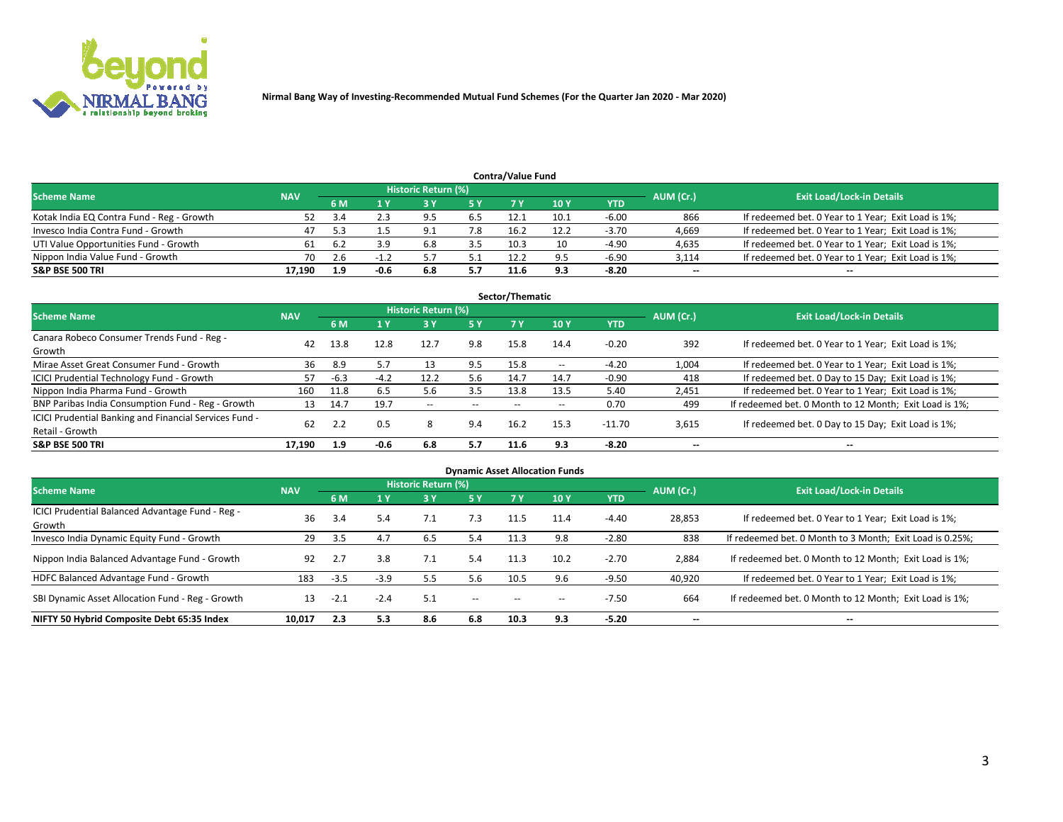Nirmal Bang Way of Investing-Recommended Mutual Fund Schemes (For the Quarter Jan 2020 - Mar 2020)

## Contra/Value Fund

| Scheme Name | NAV | Historic Return (%) | | | | | | | AUM (Cr.) | Exit Load/Lock-in Details |
|---|---|---|---|---|---|---|---|---|---|---|
| | | 6 M | 1 Y | 3 Y | 5 Y | 7 Y | 10 Y | YTD | | |
| Kotak India EQ Contra Fund - Reg - Growth | 52 | 3.4 | 2.3 | 9.5 | 6.5 | 12.1 | 10.1 | -6.00 | 866 | If redeemed bet. 0 Year to 1 Year; Exit Load is 1%; |
| Invesco India Contra Fund - Growth | 47 | 5.3 | 1.5 | 9.1 | 7.8 | 16.2 | 12.2 | -3.70 | 4,669 | If redeemed bet. 0 Year to 1 Year; Exit Load is 1%; |
| UTI Value Opportunities Fund - Growth | 61 | 6.2 | 3.9 | 6.8 | 3.5 | 10.3 | 10 | -4.90 | 4,635 | If redeemed bet. 0 Year to 1 Year; Exit Load is 1%; |
| Nippon India Value Fund - Growth | 70 | 2.6 | -1.2 | 5.7 | 5.1 | 12.2 | 9.5 | -6.90 | 3,114 | If redeemed bet. 0 Year to 1 Year; Exit Load is 1%; |
| **S&P BSE 500 TRI** | **17,190** | **1.9** | **-0.6** | **6.8** | **5.7** | **11.6** | **9.3** | **-8.20** | -- | -- |

## Sector/Thematic

| Scheme Name | NAV | Historic Return (%) | | | | | | | AUM (Cr.) | Exit Load/Lock-in Details |
|---|---|---|---|---|---|---|---|---|---|---|
| | | 6 M | 1 Y | 3 Y | 5 Y | 7 Y | 10 Y | YTD | | |
| Canara Robeco Consumer Trends Fund - Reg - Growth | 42 | 13.8 | 12.8 | 12.7 | 9.8 | 15.8 | 14.4 | -0.20 | 392 | If redeemed bet. 0 Year to 1 Year; Exit Load is 1%; |
| Mirae Asset Great Consumer Fund - Growth | 36 | 8.9 | 5.7 | 13 | 9.5 | 15.8 | -- | -4.20 | 1,004 | If redeemed bet. 0 Year to 1 Year; Exit Load is 1%; |
| ICICI Prudential Technology Fund - Growth | 57 | -6.3 | -4.2 | 12.2 | 5.6 | 14.7 | 14.7 | -0.90 | 418 | If redeemed bet. 0 Day to 15 Day; Exit Load is 1%; |
| Nippon India Pharma Fund - Growth | 160 | 11.8 | 6.5 | 5.6 | 3.5 | 13.8 | 13.5 | 5.40 | 2,451 | If redeemed bet. 0 Year to 1 Year; Exit Load is 1%; |
| BNP Paribas India Consumption Fund - Reg - Growth | 13 | 14.7 | 19.7 | -- | -- | -- | -- | 0.70 | 499 | If redeemed bet. 0 Month to 12 Month; Exit Load is 1%; |
| ICICI Prudential Banking and Financial Services Fund - Retail - Growth | 62 | 2.2 | 0.5 | 8 | 9.4 | 16.2 | 15.3 | -11.70 | 3,615 | If redeemed bet. 0 Day to 15 Day; Exit Load is 1%; |
| **S&P BSE 500 TRI** | **17,190** | **1.9** | **-0.6** | **6.8** | **5.7** | **11.6** | **9.3** | **-8.20** | -- | -- |

## Dynamic Asset Allocation Funds

| Scheme Name | NAV | Historic Return (%) | | | | | | | AUM (Cr.) | Exit Load/Lock-in Details |
|---|---|---|---|---|---|---|---|---|---|---|
| | | 6 M | 1 Y | 3 Y | 5 Y | 7 Y | 10 Y | YTD | | |
| ICICI Prudential Balanced Advantage Fund - Reg - Growth | 36 | 3.4 | 5.4 | 7.1 | 7.3 | 11.5 | 11.4 | -4.40 | 28,853 | If redeemed bet. 0 Year to 1 Year; Exit Load is 1%; |
| Invesco India Dynamic Equity Fund - Growth | 29 | 3.5 | 4.7 | 6.5 | 5.4 | 11.3 | 9.8 | -2.80 | 838 | If redeemed bet. 0 Month to 3 Month; Exit Load is 0.25%; |
| Nippon India Balanced Advantage Fund - Growth | 92 | 2.7 | 3.8 | 7.1 | 5.4 | 11.3 | 10.2 | -2.70 | 2,884 | If redeemed bet. 0 Month to 12 Month; Exit Load is 1%; |
| HDFC Balanced Advantage Fund - Growth | 183 | -3.5 | -3.9 | 5.5 | 5.6 | 10.5 | 9.6 | -9.50 | 40,920 | If redeemed bet. 0 Year to 1 Year; Exit Load is 1%; |
| SBI Dynamic Asset Allocation Fund - Reg - Growth | 13 | -2.1 | -2.4 | 5.1 | -- | -- | -- | -7.50 | 664 | If redeemed bet. 0 Month to 12 Month; Exit Load is 1%; |
| **NIFTY 50 Hybrid Composite Debt 65:35 Index** | **10,017** | **2.3** | **5.3** | **8.6** | **6.8** | **10.3** | **9.3** | **-5.20** | -- | -- |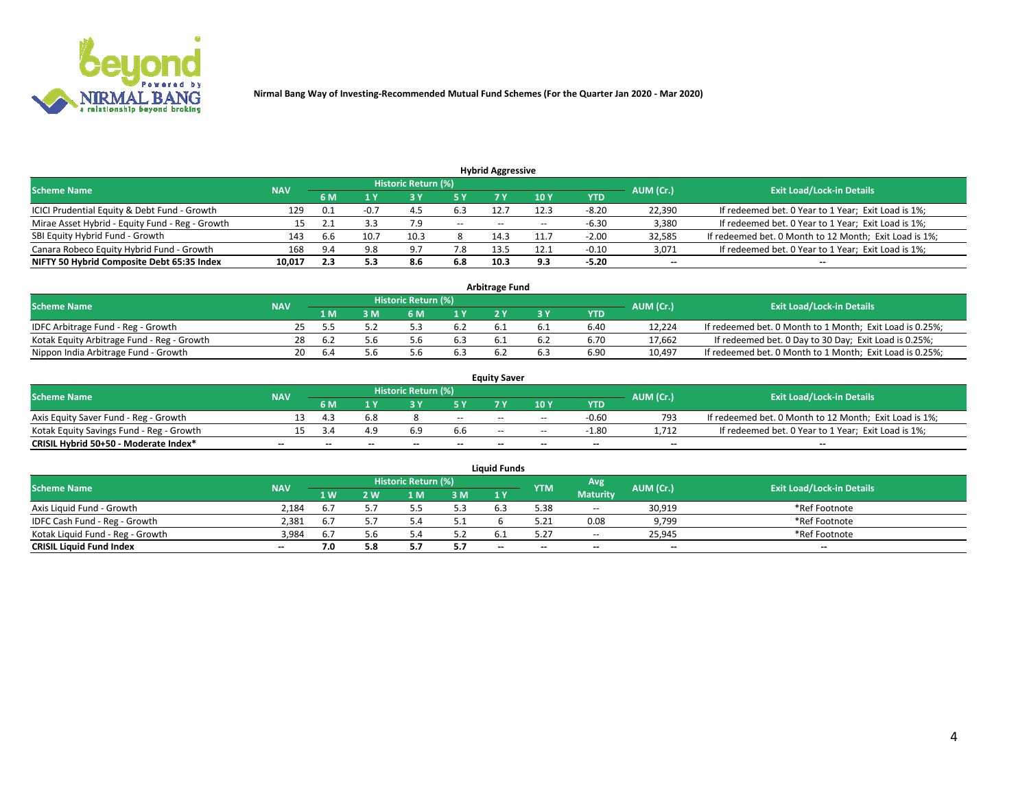**Nirmal Bang Way of Investing-Recommended Mutual Fund Schemes (For the Quarter Jan 2020 - Mar 2020)**

## Hybrid Aggressive

| Scheme Name | NAV | Historic Return (%) | | | | | | | AUM (Cr.) | Exit Load/Lock-in Details |
|---|---|---|---|---|---|---|---|---|---|---|
| | | 6 M | 1 Y | 3 Y | 5 Y | 7 Y | 10 Y | YTD | | |
| ICICI Prudential Equity & Debt Fund - Growth | 129 | 0.1 | -0.7 | 4.5 | 6.3 | 12.7 | 12.3 | -8.20 | 22,390 | If redeemed bet. 0 Year to 1 Year; Exit Load is 1%; |
| Mirae Asset Hybrid - Equity Fund - Reg - Growth | 15 | 2.1 | 3.3 | 7.9 | -- | -- | -- | -6.30 | 3,380 | If redeemed bet. 0 Year to 1 Year; Exit Load is 1%; |
| SBI Equity Hybrid Fund - Growth | 143 | 6.6 | 10.7 | 10.3 | 8 | 14.3 | 11.7 | -2.00 | 32,585 | If redeemed bet. 0 Month to 12 Month; Exit Load is 1%; |
| Canara Robeco Equity Hybrid Fund - Growth | 168 | 9.4 | 9.8 | 9.7 | 7.8 | 13.5 | 12.1 | -0.10 | 3,071 | If redeemed bet. 0 Year to 1 Year; Exit Load is 1%; |
| **NIFTY 50 Hybrid Composite Debt 65:35 Index** | **10,017** | **2.3** | **5.3** | **8.6** | **6.8** | **10.3** | **9.3** | **-5.20** | **--** | **--** |

## Arbitrage Fund

| Scheme Name | NAV | Historic Return (%) | | | | | | | AUM (Cr.) | Exit Load/Lock-in Details |
|---|---|---|---|---|---|---|---|---|---|---|
| | | 1 M | 3 M | 6 M | 1 Y | 2 Y | 3 Y | YTD | | |
| IDFC Arbitrage Fund - Reg - Growth | 25 | 5.5 | 5.2 | 5.3 | 6.2 | 6.1 | 6.1 | 6.40 | 12,224 | If redeemed bet. 0 Month to 1 Month; Exit Load is 0.25%; |
| Kotak Equity Arbitrage Fund - Reg - Growth | 28 | 6.2 | 5.6 | 5.6 | 6.3 | 6.1 | 6.2 | 6.70 | 17,662 | If redeemed bet. 0 Day to 30 Day; Exit Load is 0.25%; |
| Nippon India Arbitrage Fund - Growth | 20 | 6.4 | 5.6 | 5.6 | 6.3 | 6.2 | 6.3 | 6.90 | 10,497 | If redeemed bet. 0 Month to 1 Month; Exit Load is 0.25%; |

## Equity Saver

| Scheme Name | NAV | Historic Return (%) | | | | | | | AUM (Cr.) | Exit Load/Lock-in Details |
|---|---|---|---|---|---|---|---|---|---|---|
| | | 6 M | 1 Y | 3 Y | 5 Y | 7 Y | 10 Y | YTD | | |
| Axis Equity Saver Fund - Reg - Growth | 13 | 4.3 | 6.8 | 8 | -- | -- | -- | -0.60 | 793 | If redeemed bet. 0 Month to 12 Month; Exit Load is 1%; |
| Kotak Equity Savings Fund - Reg - Growth | 15 | 3.4 | 4.9 | 6.9 | 6.6 | -- | -- | -1.80 | 1,712 | If redeemed bet. 0 Year to 1 Year; Exit Load is 1%; |
| **CRISIL Hybrid 50+50 - Moderate Index*** | **--** | **--** | **--** | **--** | **--** | **--** | **--** | **--** | **--** | **--** |

## Liquid Funds

| Scheme Name | NAV | Historic Return (%) | | | | | YTM | Avg Maturity | AUM (Cr.) | Exit Load/Lock-in Details |
|---|---|---|---|---|---|---|---|---|---|---|
| | | 1 W | 2 W | 1 M | 3 M | 1 Y | | | | |
| Axis Liquid Fund - Growth | 2,184 | 6.7 | 5.7 | 5.5 | 5.3 | 6.3 | 5.38 | -- | 30,919 | *Ref Footnote |
| IDFC Cash Fund - Reg - Growth | 2,381 | 6.7 | 5.7 | 5.4 | 5.1 | 6 | 5.21 | 0.08 | 9,799 | *Ref Footnote |
| Kotak Liquid Fund - Reg - Growth | 3,984 | 6.7 | 5.6 | 5.4 | 5.2 | 6.1 | 5.27 | -- | 25,945 | *Ref Footnote |
| **CRISIL Liquid Fund Index** | **--** | **7.0** | **5.8** | **5.7** | **5.7** | **--** | **--** | **--** | **--** | **--** |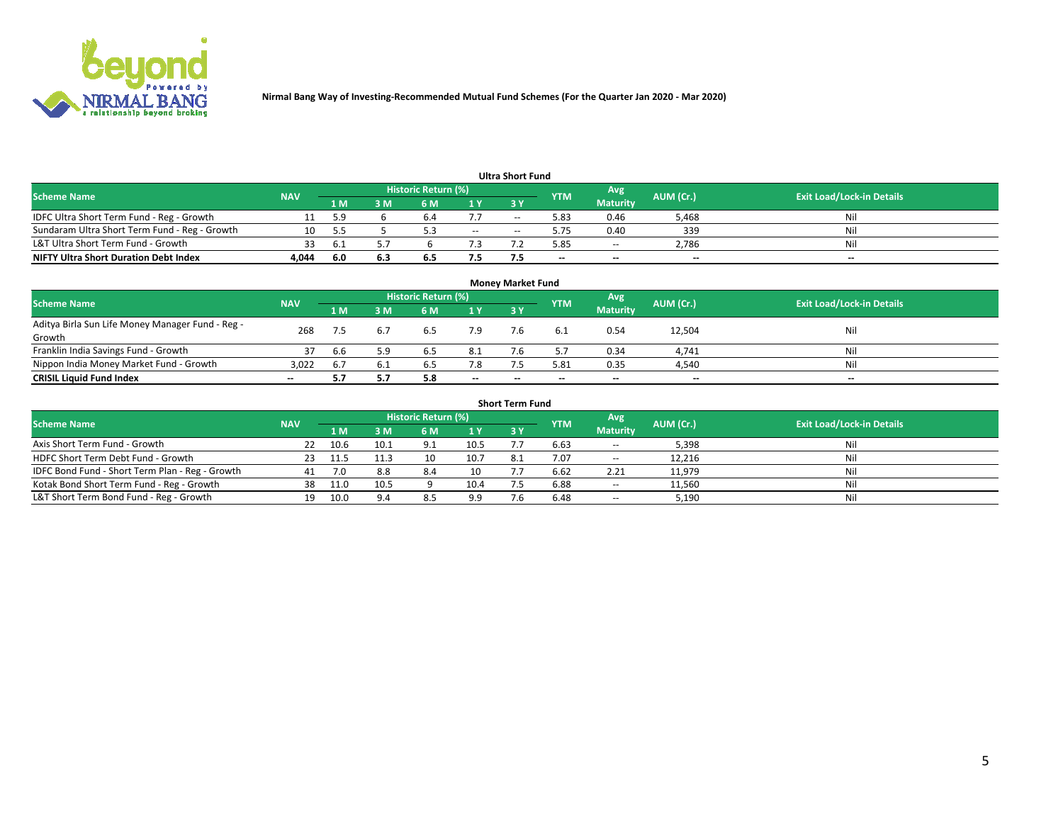Nirmal Bang Way of Investing-Recommended Mutual Fund Schemes (For the Quarter Jan 2020 - Mar 2020)

### Ultra Short Fund

| Scheme Name | NAV | Historic Return (%) | | | | | YTM | Avg Maturity | AUM (Cr.) | Exit Load/Lock-in Details |
|---|---|---|---|---|---|---|---|---|---|---|
| | | 1 M | 3 M | 6 M | 1 Y | 3 Y | | | | |
| IDFC Ultra Short Term Fund - Reg - Growth | 11 | 5.9 | 6 | 6.4 | 7.7 | -- | 5.83 | 0.46 | 5,468 | Nil |
| Sundaram Ultra Short Term Fund - Reg - Growth | 10 | 5.5 | 5 | 5.3 | -- | -- | 5.75 | 0.40 | 339 | Nil |
| L&T Ultra Short Term Fund - Growth | 33 | 6.1 | 5.7 | 6 | 7.3 | 7.2 | 5.85 | -- | 2,786 | Nil |
| **NIFTY Ultra Short Duration Debt Index** | **4,044** | **6.0** | **6.3** | **6.5** | **7.5** | **7.5** | **--** | **--** | **--** | **--** |

### Money Market Fund

| Scheme Name | NAV | Historic Return (%) | | | | | YTM | Avg Maturity | AUM (Cr.) | Exit Load/Lock-in Details |
|---|---|---|---|---|---|---|---|---|---|---|
| | | 1 M | 3 M | 6 M | 1 Y | 3 Y | | | | |
| Aditya Birla Sun Life Money Manager Fund - Reg - Growth | 268 | 7.5 | 6.7 | 6.5 | 7.9 | 7.6 | 6.1 | 0.54 | 12,504 | Nil |
| Franklin India Savings Fund - Growth | 37 | 6.6 | 5.9 | 6.5 | 8.1 | 7.6 | 5.7 | 0.34 | 4,741 | Nil |
| Nippon India Money Market Fund - Growth | 3,022 | 6.7 | 6.1 | 6.5 | 7.8 | 7.5 | 5.81 | 0.35 | 4,540 | Nil |
| **CRISIL Liquid Fund Index** | **--** | **5.7** | **5.7** | **5.8** | **--** | **--** | **--** | **--** | **--** | **--** |

### Short Term Fund

| Scheme Name | NAV | Historic Return (%) | | | | | YTM | Avg Maturity | AUM (Cr.) | Exit Load/Lock-in Details |
|---|---|---|---|---|---|---|---|---|---|---|
| | | 1 M | 3 M | 6 M | 1 Y | 3 Y | | | | |
| Axis Short Term Fund - Growth | 22 | 10.6 | 10.1 | 9.1 | 10.5 | 7.7 | 6.63 | -- | 5,398 | Nil |
| HDFC Short Term Debt Fund - Growth | 23 | 11.5 | 11.3 | 10 | 10.7 | 8.1 | 7.07 | -- | 12,216 | Nil |
| IDFC Bond Fund - Short Term Plan - Reg - Growth | 41 | 7.0 | 8.8 | 8.4 | 10 | 7.7 | 6.62 | 2.21 | 11,979 | Nil |
| Kotak Bond Short Term Fund - Reg - Growth | 38 | 11.0 | 10.5 | 9 | 10.4 | 7.5 | 6.88 | -- | 11,560 | Nil |
| L&T Short Term Bond Fund - Reg - Growth | 19 | 10.0 | 9.4 | 8.5 | 9.9 | 7.6 | 6.48 | -- | 5,190 | Nil |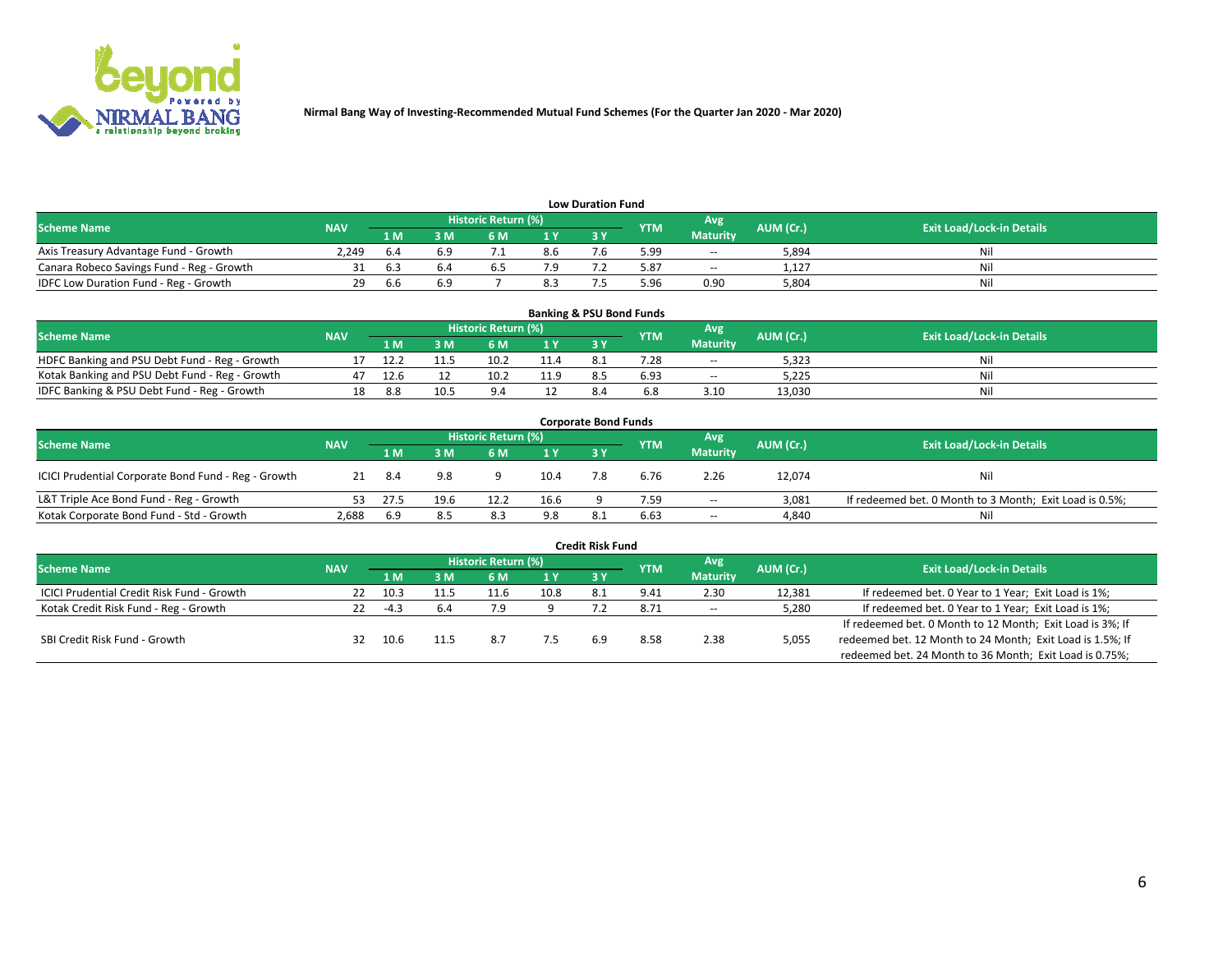Nirmal Bang Way of Investing-Recommended Mutual Fund Schemes (For the Quarter Jan 2020 - Mar 2020)

### Low Duration Fund

| Scheme Name | NAV | Historic Return (%) | | | | | YTM | Avg Maturity | AUM (Cr.) | Exit Load/Lock-in Details |
|---|---|---|---|---|---|---|---|---|---|---|
| | | 1 M | 3 M | 6 M | 1 Y | 3 Y | | | | |
| Axis Treasury Advantage Fund - Growth | 2,249 | 6.4 | 6.9 | 7.1 | 8.6 | 7.6 | 5.99 | -- | 5,894 | Nil |
| Canara Robeco Savings Fund - Reg - Growth | 31 | 6.3 | 6.4 | 6.5 | 7.9 | 7.2 | 5.87 | -- | 1,127 | Nil |
| IDFC Low Duration Fund - Reg - Growth | 29 | 6.6 | 6.9 | 7 | 8.3 | 7.5 | 5.96 | 0.90 | 5,804 | Nil |

### Banking & PSU Bond Funds

| Scheme Name | NAV | Historic Return (%) | | | | | YTM | Avg Maturity | AUM (Cr.) | Exit Load/Lock-in Details |
|---|---|---|---|---|---|---|---|---|---|---|
| | | 1 M | 3 M | 6 M | 1 Y | 3 Y | | | | |
| HDFC Banking and PSU Debt Fund - Reg - Growth | 17 | 12.2 | 11.5 | 10.2 | 11.4 | 8.1 | 7.28 | -- | 5,323 | Nil |
| Kotak Banking and PSU Debt Fund - Reg - Growth | 47 | 12.6 | 12 | 10.2 | 11.9 | 8.5 | 6.93 | -- | 5,225 | Nil |
| IDFC Banking & PSU Debt Fund - Reg - Growth | 18 | 8.8 | 10.5 | 9.4 | 12 | 8.4 | 6.8 | 3.10 | 13,030 | Nil |

### Corporate Bond Funds

| Scheme Name | NAV | Historic Return (%) | | | | | YTM | Avg Maturity | AUM (Cr.) | Exit Load/Lock-in Details |
|---|---|---|---|---|---|---|---|---|---|---|
| | | 1 M | 3 M | 6 M | 1 Y | 3 Y | | | | |
| ICICI Prudential Corporate Bond Fund - Reg - Growth | 21 | 8.4 | 9.8 | 9 | 10.4 | 7.8 | 6.76 | 2.26 | 12,074 | Nil |
| L&T Triple Ace Bond Fund - Reg - Growth | 53 | 27.5 | 19.6 | 12.2 | 16.6 | 9 | 7.59 | -- | 3,081 | If redeemed bet. 0 Month to 3 Month; Exit Load is 0.5%; |
| Kotak Corporate Bond Fund - Std - Growth | 2,688 | 6.9 | 8.5 | 8.3 | 9.8 | 8.1 | 6.63 | -- | 4,840 | Nil |

### Credit Risk Fund

| Scheme Name | NAV | Historic Return (%) | | | | | YTM | Avg Maturity | AUM (Cr.) | Exit Load/Lock-in Details |
|---|---|---|---|---|---|---|---|---|---|---|
| | | 1 M | 3 M | 6 M | 1 Y | 3 Y | | | | |
| ICICI Prudential Credit Risk Fund - Growth | 22 | 10.3 | 11.5 | 11.6 | 10.8 | 8.1 | 9.41 | 2.30 | 12,381 | If redeemed bet. 0 Year to 1 Year; Exit Load is 1%; |
| Kotak Credit Risk Fund - Reg - Growth | 22 | -4.3 | 6.4 | 7.9 | 9 | 7.2 | 8.71 | -- | 5,280 | If redeemed bet. 0 Year to 1 Year; Exit Load is 1%; |
| SBI Credit Risk Fund - Growth | 32 | 10.6 | 11.5 | 8.7 | 7.5 | 6.9 | 8.58 | 2.38 | 5,055 | If redeemed bet. 0 Month to 12 Month; Exit Load is 3%; If redeemed bet. 12 Month to 24 Month; Exit Load is 1.5%; If redeemed bet. 24 Month to 36 Month; Exit Load is 0.75%; |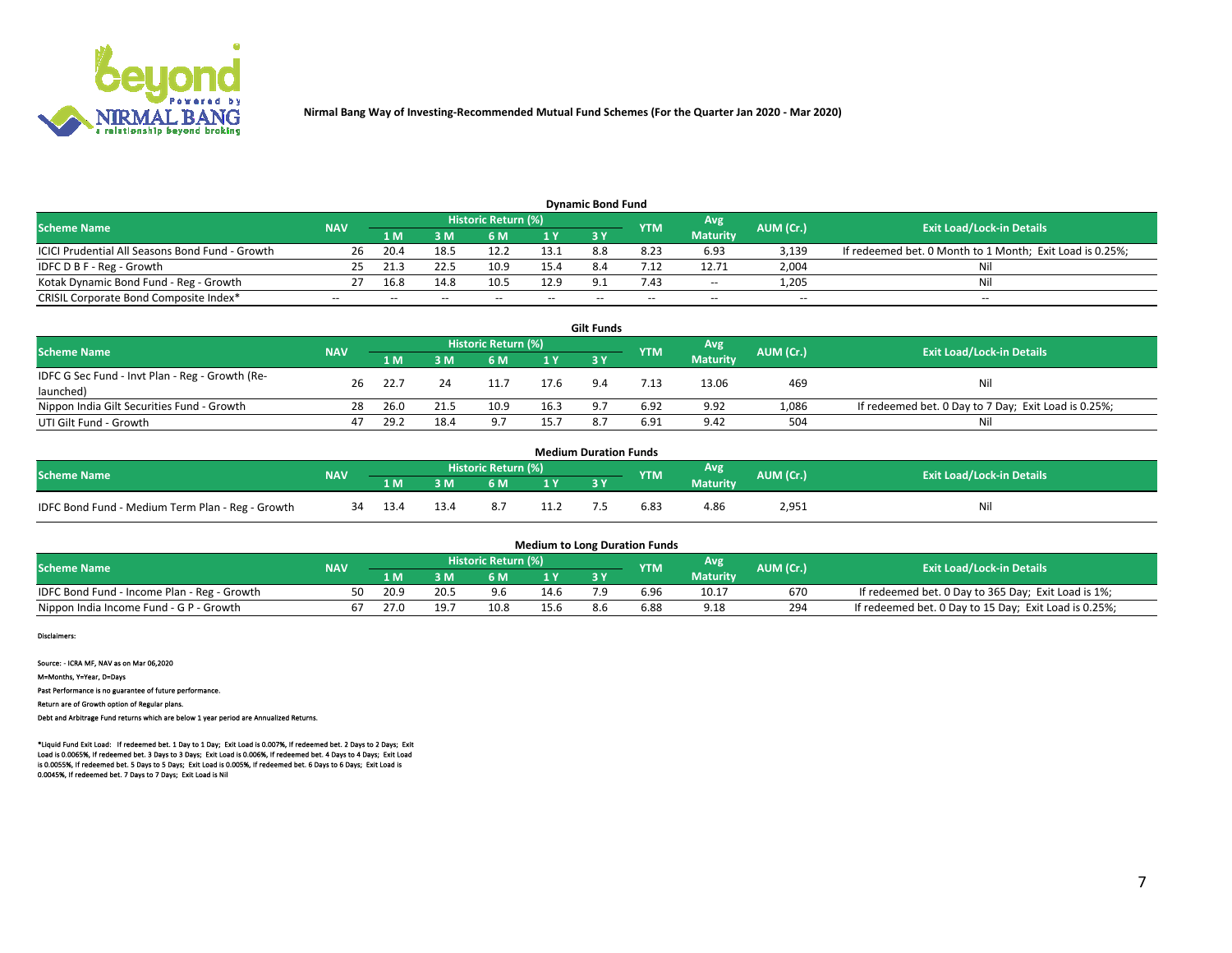Nirmal Bang Way of Investing-Recommended Mutual Fund Schemes (For the Quarter Jan 2020 - Mar 2020)

## Dynamic Bond Fund

| Scheme Name | NAV | Historic Return (%) | | | | | YTM | Avg Maturity | AUM (Cr.) | Exit Load/Lock-in Details |
|---|---|---|---|---|---|---|---|---|---|---|
| | | 1 M | 3 M | 6 M | 1 Y | 3 Y | | | | |
| ICICI Prudential All Seasons Bond Fund - Growth | 26 | 20.4 | 18.5 | 12.2 | 13.1 | 8.8 | 8.23 | 6.93 | 3,139 | If redeemed bet. 0 Month to 1 Month; Exit Load is 0.25%; |
| IDFC D B F - Reg - Growth | 25 | 21.3 | 22.5 | 10.9 | 15.4 | 8.4 | 7.12 | 12.71 | 2,004 | Nil |
| Kotak Dynamic Bond Fund - Reg - Growth | 27 | 16.8 | 14.8 | 10.5 | 12.9 | 9.1 | 7.43 | -- | 1,205 | Nil |
| CRISIL Corporate Bond Composite Index* | -- | -- | -- | -- | -- | -- | -- | -- | -- | -- |

## Gilt Funds

| Scheme Name | NAV | Historic Return (%) | | | | | YTM | Avg Maturity | AUM (Cr.) | Exit Load/Lock-in Details |
|---|---|---|---|---|---|---|---|---|---|---|
| | | 1 M | 3 M | 6 M | 1 Y | 3 Y | | | | |
| IDFC G Sec Fund - Invt Plan - Reg - Growth (Re-launched) | 26 | 22.7 | 24 | 11.7 | 17.6 | 9.4 | 7.13 | 13.06 | 469 | Nil |
| Nippon India Gilt Securities Fund - Growth | 28 | 26.0 | 21.5 | 10.9 | 16.3 | 9.7 | 6.92 | 9.92 | 1,086 | If redeemed bet. 0 Day to 7 Day; Exit Load is 0.25%; |
| UTI Gilt Fund - Growth | 47 | 29.2 | 18.4 | 9.7 | 15.7 | 8.7 | 6.91 | 9.42 | 504 | Nil |

## Medium Duration Funds

| Scheme Name | NAV | Historic Return (%) | | | | | YTM | Avg Maturity | AUM (Cr.) | Exit Load/Lock-in Details |
|---|---|---|---|---|---|---|---|---|---|---|
| | | 1 M | 3 M | 6 M | 1 Y | 3 Y | | | | |
| IDFC Bond Fund - Medium Term Plan - Reg - Growth | 34 | 13.4 | 13.4 | 8.7 | 11.2 | 7.5 | 6.83 | 4.86 | 2,951 | Nil |

## Medium to Long Duration Funds

| Scheme Name | NAV | Historic Return (%) | | | | | YTM | Avg Maturity | AUM (Cr.) | Exit Load/Lock-in Details |
|---|---|---|---|---|---|---|---|---|---|---|
| | | 1 M | 3 M | 6 M | 1 Y | 3 Y | | | | |
| IDFC Bond Fund - Income Plan - Reg - Growth | 50 | 20.9 | 20.5 | 9.6 | 14.6 | 7.9 | 6.96 | 10.17 | 670 | If redeemed bet. 0 Day to 365 Day; Exit Load is 1%; |
| Nippon India Income Fund - G P - Growth | 67 | 27.0 | 19.7 | 10.8 | 15.6 | 8.6 | 6.88 | 9.18 | 294 | If redeemed bet. 0 Day to 15 Day; Exit Load is 0.25%; |

Disclaimers:

Source: - ICRA MF, NAV as on Mar 06,2020

M=Months, Y=Year, D=Days

Past Performance is no guarantee of future performance.

Return are of Growth option of Regular plans.

Debt and Arbitrage Fund returns which are below 1 year period are Annualized Returns.

*Liquid Fund Exit Load: If redeemed bet. 1 Day to 1 Day; Exit Load is 0.007%, If redeemed bet. 2 Days to 2 Days; Exit Load is 0.0065%, If redeemed bet. 3 Days to 3 Days; Exit Load is 0.006%, If redeemed bet. 4 Days to 4 Days; Exit Load is 0.0055%, If redeemed bet. 5 Days to 5 Days; Exit Load is 0.005%, If redeemed bet. 6 Days to 6 Days; Exit Load is 0.0045%, If redeemed bet. 7 Days to 7 Days; Exit Load is Nil